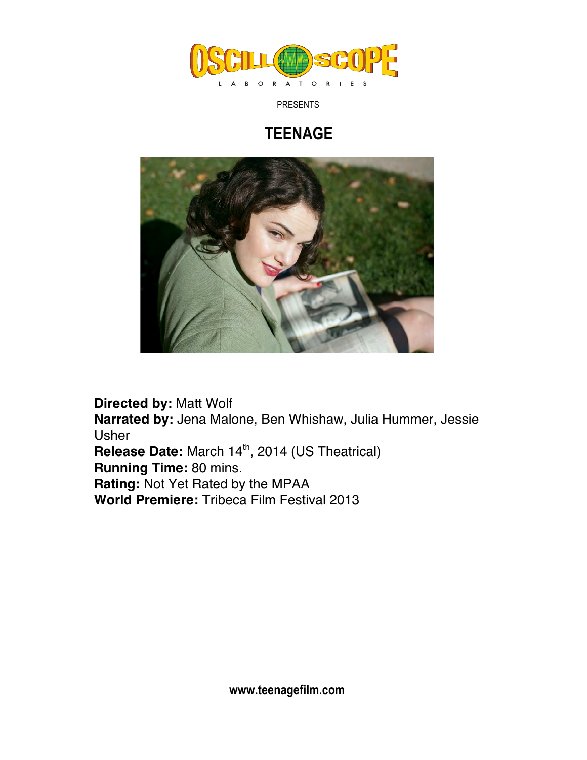OSCILLOSCOPE LABORATORIES

PRESENTS

# TEENAGE

**Directed by:** Matt Wolf
**Narrated by:** Jena Malone, Ben Whishaw, Julia Hummer, Jessie Usher
**Release Date:** March 14th, 2014 (US Theatrical)
**Running Time:** 80 mins.
**Rating:** Not Yet Rated by the MPAA
**World Premiere:** Tribeca Film Festival 2013

**www.teenagefilm.com**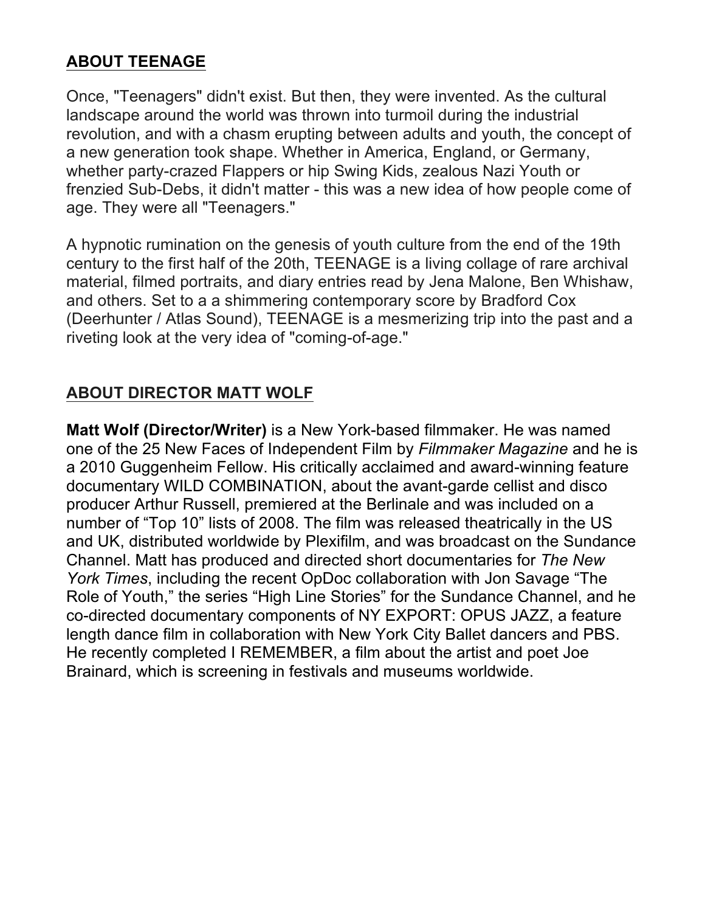## ABOUT TEENAGE

Once, "Teenagers" didn't exist. But then, they were invented. As the cultural landscape around the world was thrown into turmoil during the industrial revolution, and with a chasm erupting between adults and youth, the concept of a new generation took shape. Whether in America, England, or Germany, whether party-crazed Flappers or hip Swing Kids, zealous Nazi Youth or frenzied Sub-Debs, it didn't matter - this was a new idea of how people come of age. They were all "Teenagers."

A hypnotic rumination on the genesis of youth culture from the end of the 19th century to the first half of the 20th, TEENAGE is a living collage of rare archival material, filmed portraits, and diary entries read by Jena Malone, Ben Whishaw, and others. Set to a a shimmering contemporary score by Bradford Cox (Deerhunter / Atlas Sound), TEENAGE is a mesmerizing trip into the past and a riveting look at the very idea of "coming-of-age."

## ABOUT DIRECTOR MATT WOLF

**Matt Wolf (Director/Writer)** is a New York-based filmmaker. He was named one of the 25 New Faces of Independent Film by *Filmmaker Magazine* and he is a 2010 Guggenheim Fellow. His critically acclaimed and award-winning feature documentary WILD COMBINATION, about the avant-garde cellist and disco producer Arthur Russell, premiered at the Berlinale and was included on a number of “Top 10” lists of 2008. The film was released theatrically in the US and UK, distributed worldwide by Plexifilm, and was broadcast on the Sundance Channel. Matt has produced and directed short documentaries for *The New York Times*, including the recent OpDoc collaboration with Jon Savage “The Role of Youth,” the series “High Line Stories” for the Sundance Channel, and he co-directed documentary components of NY EXPORT: OPUS JAZZ, a feature length dance film in collaboration with New York City Ballet dancers and PBS. He recently completed I REMEMBER, a film about the artist and poet Joe Brainard, which is screening in festivals and museums worldwide.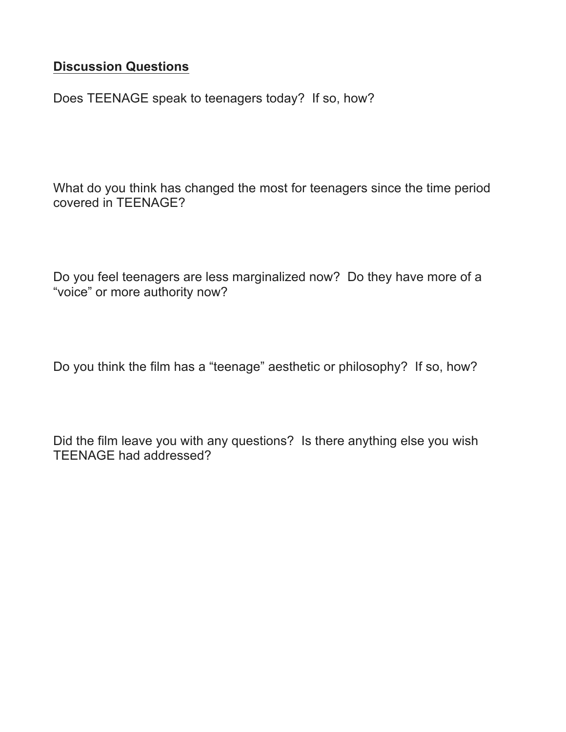## Discussion Questions

Does TEENAGE speak to teenagers today? If so, how?

What do you think has changed the most for teenagers since the time period covered in TEENAGE?

Do you feel teenagers are less marginalized now? Do they have more of a "voice" or more authority now?

Do you think the film has a "teenage" aesthetic or philosophy? If so, how?

Did the film leave you with any questions? Is there anything else you wish TEENAGE had addressed?